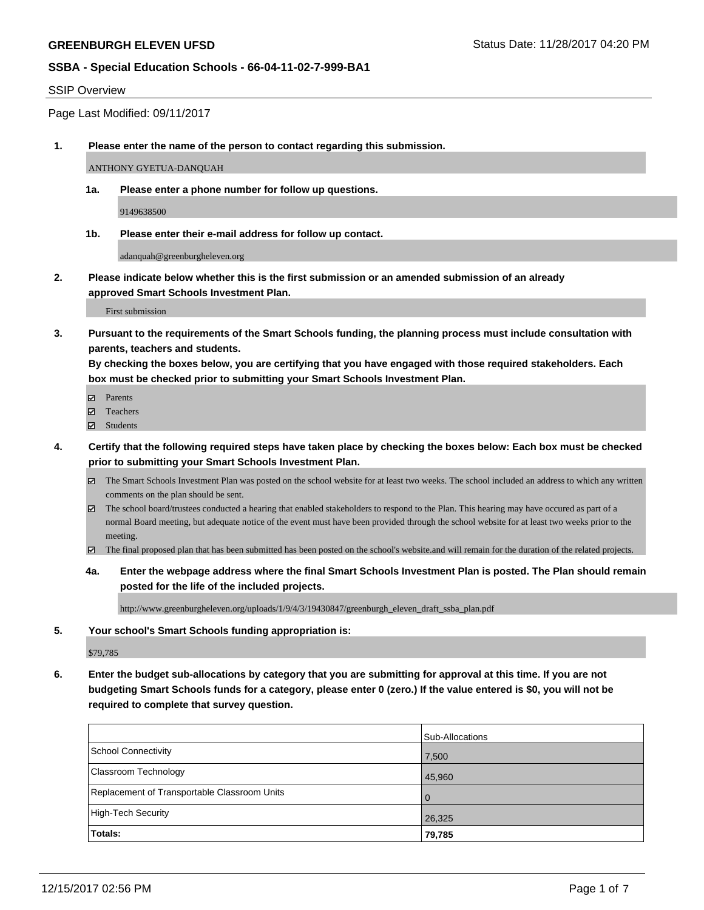**GREENBURGH ELEVEN UFSD** Status Date: 11/28/2017 04:20 PM

**SSBA - Special Education Schools - 66-04-11-02-7-999-BA1**

SSIP Overview

Page Last Modified: 09/11/2017

1. **Please enter the name of the person to contact regarding this submission.**

   ANTHONY GYETUA-DANQUAH

   1a. **Please enter a phone number for follow up questions.**

   9149638500

   1b. **Please enter their e-mail address for follow up contact.**

   adanquah@greenburgheleven.org

2. **Please indicate below whether this is the first submission or an amended submission of an already approved Smart Schools Investment Plan.**

   First submission

3. **Pursuant to the requirements of the Smart Schools funding, the planning process must include consultation with parents, teachers and students.**
   **By checking the boxes below, you are certifying that you have engaged with those required stakeholders. Each box must be checked prior to submitting your Smart Schools Investment Plan.**

   - ☑ Parents
   - ☑ Teachers
   - ☑ Students

4. **Certify that the following required steps have taken place by checking the boxes below: Each box must be checked prior to submitting your Smart Schools Investment Plan.**

   - ☑ The Smart Schools Investment Plan was posted on the school website for at least two weeks. The school included an address to which any written comments on the plan should be sent.
   - ☑ The school board/trustees conducted a hearing that enabled stakeholders to respond to the Plan. This hearing may have occured as part of a normal Board meeting, but adequate notice of the event must have been provided through the school website for at least two weeks prior to the meeting.
   - ☑ The final proposed plan that has been submitted has been posted on the school's website.and will remain for the duration of the related projects.

   4a. **Enter the webpage address where the final Smart Schools Investment Plan is posted. The Plan should remain posted for the life of the included projects.**

   http://www.greenburgheleven.org/uploads/1/9/4/3/19430847/greenburgh_eleven_draft_ssba_plan.pdf

5. **Your school's Smart Schools funding appropriation is:**

   $79,785

6. **Enter the budget sub-allocations by category that you are submitting for approval at this time. If you are not budgeting Smart Schools funds for a category, please enter 0 (zero.) If the value entered is $0, you will not be required to complete that survey question.**

| | Sub-Allocations |
|---|---|
| School Connectivity | 7,500 |
| Classroom Technology | 45,960 |
| Replacement of Transportable Classroom Units | 0 |
| High-Tech Security | 26,325 |
| **Totals:** | **79,785** |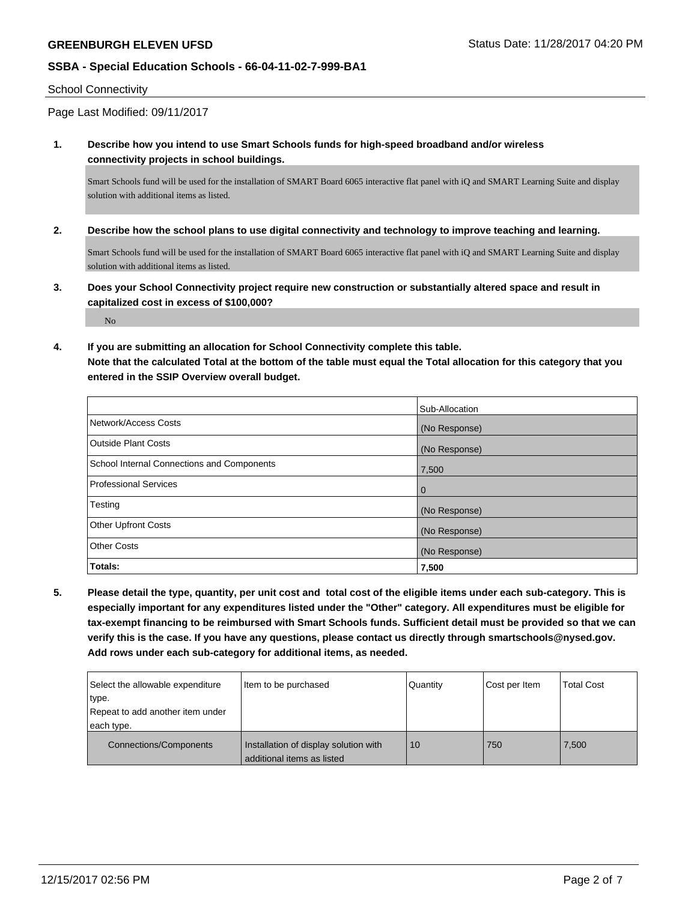School Connectivity

Page Last Modified: 09/11/2017

**1. Describe how you intend to use Smart Schools funds for high-speed broadband and/or wireless connectivity projects in school buildings.**

Smart Schools fund will be used for the installation of SMART Board 6065 interactive flat panel with iQ and SMART Learning Suite and display solution with additional items as listed.

**2. Describe how the school plans to use digital connectivity and technology to improve teaching and learning.**

Smart Schools fund will be used for the installation of SMART Board 6065 interactive flat panel with iQ and SMART Learning Suite and display solution with additional items as listed.

**3. Does your School Connectivity project require new construction or substantially altered space and result in capitalized cost in excess of $100,000?**

No

**4. If you are submitting an allocation for School Connectivity complete this table. Note that the calculated Total at the bottom of the table must equal the Total allocation for this category that you entered in the SSIP Overview overall budget.**

| | Sub-Allocation |
|---|---|
| Network/Access Costs | (No Response) |
| Outside Plant Costs | (No Response) |
| School Internal Connections and Components | 7,500 |
| Professional Services | 0 |
| Testing | (No Response) |
| Other Upfront Costs | (No Response) |
| Other Costs | (No Response) |
| **Totals:** | **7,500** |

**5. Please detail the type, quantity, per unit cost and total cost of the eligible items under each sub-category. This is especially important for any expenditures listed under the "Other" category. All expenditures must be eligible for tax-exempt financing to be reimbursed with Smart Schools funds. Sufficient detail must be provided so that we can verify this is the case. If you have any questions, please contact us directly through smartschools@nysed.gov. Add rows under each sub-category for additional items, as needed.**

| Select the allowable expenditure type. Repeat to add another item under each type. | Item to be purchased | Quantity | Cost per Item | Total Cost |
|---|---|---|---|---|
| Connections/Components | Installation of display solution with additional items as listed | 10 | 750 | 7,500 |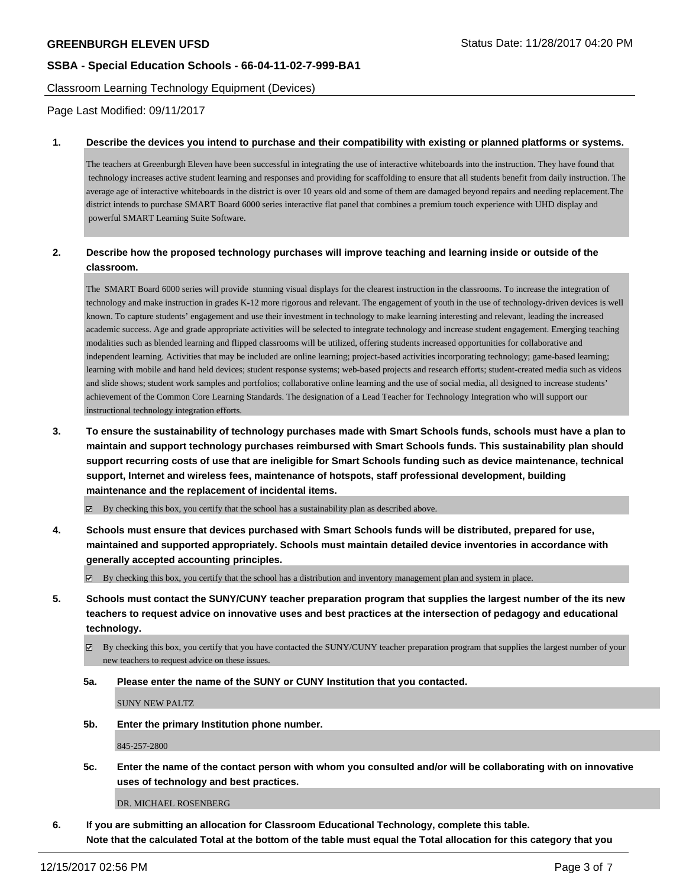**Classroom Learning Technology Equipment (Devices)**

Page Last Modified: 09/11/2017

**1. Describe the devices you intend to purchase and their compatibility with existing or planned platforms or systems.**

The teachers at Greenburgh Eleven have been successful in integrating the use of interactive whiteboards into the instruction. They have found that technology increases active student learning and responses and providing for scaffolding to ensure that all students benefit from daily instruction. The average age of interactive whiteboards in the district is over 10 years old and some of them are damaged beyond repairs and needing replacement.The district intends to purchase SMART Board 6000 series interactive flat panel that combines a premium touch experience with UHD display and powerful SMART Learning Suite Software.

**2. Describe how the proposed technology purchases will improve teaching and learning inside or outside of the classroom.**

The SMART Board 6000 series will provide stunning visual displays for the clearest instruction in the classrooms. To increase the integration of technology and make instruction in grades K-12 more rigorous and relevant. The engagement of youth in the use of technology-driven devices is well known. To capture students' engagement and use their investment in technology to make learning interesting and relevant, leading the increased academic success. Age and grade appropriate activities will be selected to integrate technology and increase student engagement. Emerging teaching modalities such as blended learning and flipped classrooms will be utilized, offering students increased opportunities for collaborative and independent learning. Activities that may be included are online learning; project-based activities incorporating technology; game-based learning; learning with mobile and hand held devices; student response systems; web-based projects and research efforts; student-created media such as videos and slide shows; student work samples and portfolios; collaborative online learning and the use of social media, all designed to increase students' achievement of the Common Core Learning Standards. The designation of a Lead Teacher for Technology Integration who will support our instructional technology integration efforts.

**3. To ensure the sustainability of technology purchases made with Smart Schools funds, schools must have a plan to maintain and support technology purchases reimbursed with Smart Schools funds. This sustainability plan should support recurring costs of use that are ineligible for Smart Schools funding such as device maintenance, technical support, Internet and wireless fees, maintenance of hotspots, staff professional development, building maintenance and the replacement of incidental items.**

☑ By checking this box, you certify that the school has a sustainability plan as described above.

**4. Schools must ensure that devices purchased with Smart Schools funds will be distributed, prepared for use, maintained and supported appropriately. Schools must maintain detailed device inventories in accordance with generally accepted accounting principles.**

☑ By checking this box, you certify that the school has a distribution and inventory management plan and system in place.

**5. Schools must contact the SUNY/CUNY teacher preparation program that supplies the largest number of the its new teachers to request advice on innovative uses and best practices at the intersection of pedagogy and educational technology.**

☑ By checking this box, you certify that you have contacted the SUNY/CUNY teacher preparation program that supplies the largest number of your new teachers to request advice on these issues.

**5a. Please enter the name of the SUNY or CUNY Institution that you contacted.**

SUNY NEW PALTZ

**5b. Enter the primary Institution phone number.**

845-257-2800

**5c. Enter the name of the contact person with whom you consulted and/or will be collaborating with on innovative uses of technology and best practices.**

DR. MICHAEL ROSENBERG

**6. If you are submitting an allocation for Classroom Educational Technology, complete this table.**
**Note that the calculated Total at the bottom of the table must equal the Total allocation for this category that you**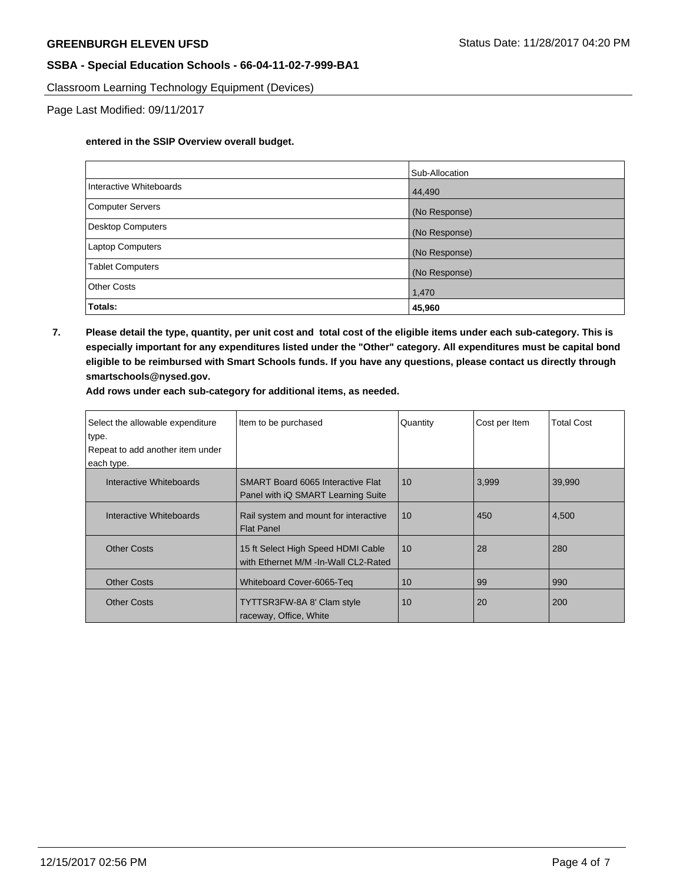**entered in the SSIP Overview overall budget.**

| | Sub-Allocation |
|---|---|
| Interactive Whiteboards | 44,490 |
| Computer Servers | (No Response) |
| Desktop Computers | (No Response) |
| Laptop Computers | (No Response) |
| Tablet Computers | (No Response) |
| Other Costs | 1,470 |
| **Totals:** | **45,960** |

**7. Please detail the type, quantity, per unit cost and total cost of the eligible items under each sub-category. This is especially important for any expenditures listed under the "Other" category. All expenditures must be capital bond eligible to be reimbursed with Smart Schools funds. If you have any questions, please contact us directly through smartschools@nysed.gov.**

**Add rows under each sub-category for additional items, as needed.**

| Select the allowable expenditure type. Repeat to add another item under each type. | Item to be purchased | Quantity | Cost per Item | Total Cost |
|---|---|---|---|---|
| Interactive Whiteboards | SMART Board 6065 Interactive Flat Panel with iQ SMART Learning Suite | 10 | 3,999 | 39,990 |
| Interactive Whiteboards | Rail system and mount for interactive Flat Panel | 10 | 450 | 4,500 |
| Other Costs | 15 ft Select High Speed HDMI Cable with Ethernet M/M -In-Wall CL2-Rated | 10 | 28 | 280 |
| Other Costs | Whiteboard Cover-6065-Teq | 10 | 99 | 990 |
| Other Costs | TYTTSR3FW-8A 8' Clam style raceway, Office, White | 10 | 20 | 200 |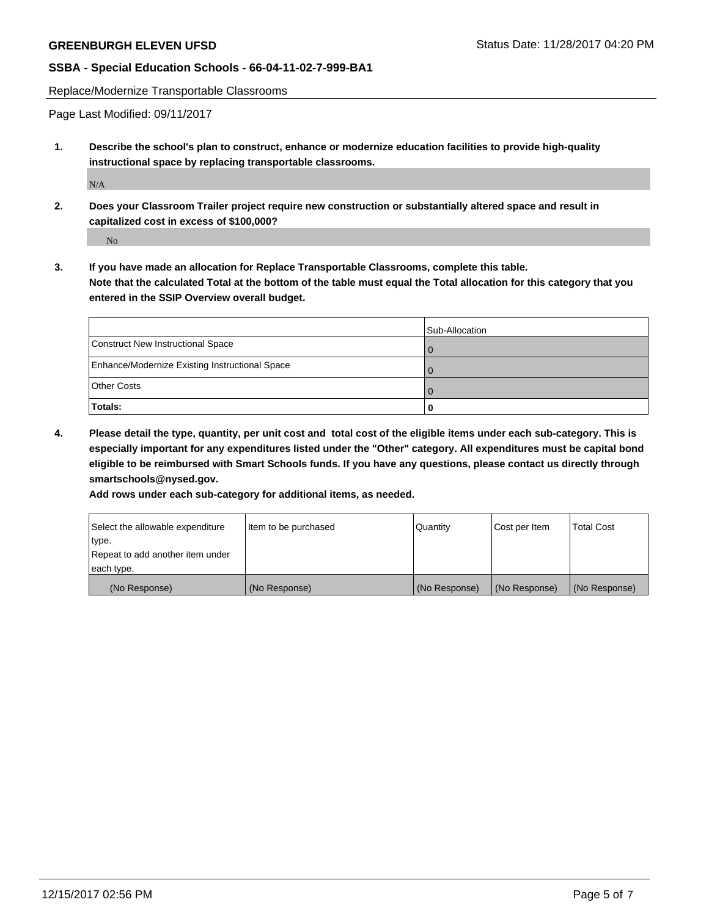**GREENBURGH ELEVEN UFSD** Status Date: 11/28/2017 04:20 PM

**SSBA - Special Education Schools - 66-04-11-02-7-999-BA1**

Replace/Modernize Transportable Classrooms

Page Last Modified: 09/11/2017

1. **Describe the school's plan to construct, enhance or modernize education facilities to provide high-quality instructional space by replacing transportable classrooms.**

   N/A

2. **Does your Classroom Trailer project require new construction or substantially altered space and result in capitalized cost in excess of $100,000?**

   No

3. **If you have made an allocation for Replace Transportable Classrooms, complete this table. Note that the calculated Total at the bottom of the table must equal the Total allocation for this category that you entered in the SSIP Overview overall budget.**

| | Sub-Allocation |
|---|---|
| Construct New Instructional Space | 0 |
| Enhance/Modernize Existing Instructional Space | 0 |
| Other Costs | 0 |
| **Totals:** | **0** |

4. **Please detail the type, quantity, per unit cost and total cost of the eligible items under each sub-category. This is especially important for any expenditures listed under the "Other" category. All expenditures must be capital bond eligible to be reimbursed with Smart Schools funds. If you have any questions, please contact us directly through smartschools@nysed.gov.**

   **Add rows under each sub-category for additional items, as needed.**

| Select the allowable expenditure type. Repeat to add another item under each type. | Item to be purchased | Quantity | Cost per Item | Total Cost |
|---|---|---|---|---|
| (No Response) | (No Response) | (No Response) | (No Response) | (No Response) |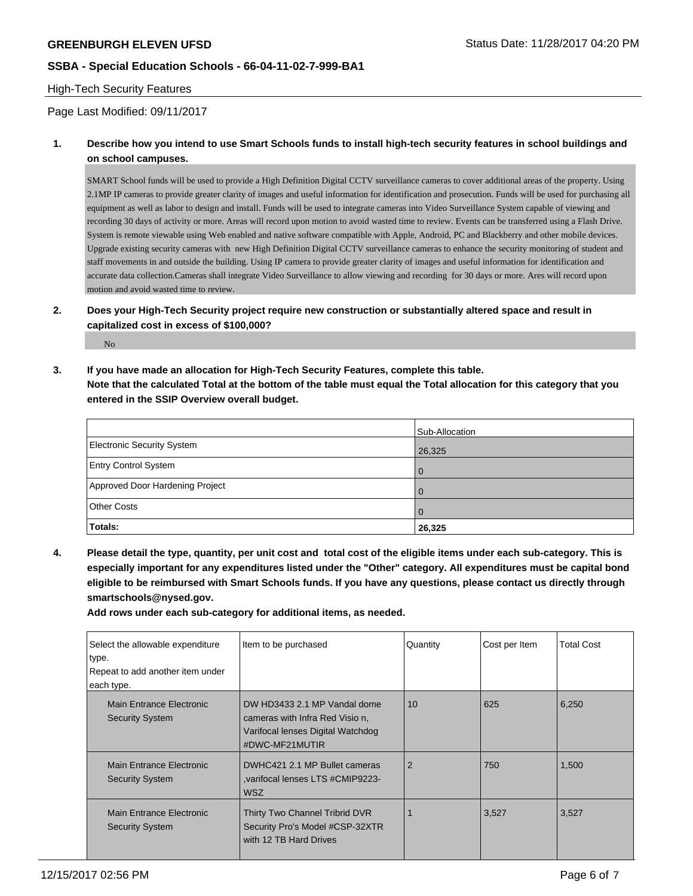## High-Tech Security Features

Page Last Modified: 09/11/2017

**1. Describe how you intend to use Smart Schools funds to install high-tech security features in school buildings and on school campuses.**

SMART School funds will be used to provide a High Definition Digital CCTV surveillance cameras to cover additional areas of the property. Using 2.1MP IP cameras to provide greater clarity of images and useful information for identification and prosecution. Funds will be used for purchasing all equipment as well as labor to design and install. Funds will be used to integrate cameras into Video Surveillance System capable of viewing and recording 30 days of activity or more. Areas will record upon motion to avoid wasted time to review. Events can be transferred using a Flash Drive. System is remote viewable using Web enabled and native software compatible with Apple, Android, PC and Blackberry and other mobile devices. Upgrade existing security cameras with new High Definition Digital CCTV surveillance cameras to enhance the security monitoring of student and staff movements in and outside the building. Using IP camera to provide greater clarity of images and useful information for identification and accurate data collection.Cameras shall integrate Video Surveillance to allow viewing and recording for 30 days or more. Ares will record upon motion and avoid wasted time to review.

**2. Does your High-Tech Security project require new construction or substantially altered space and result in capitalized cost in excess of $100,000?**

No

**3. If you have made an allocation for High-Tech Security Features, complete this table.**
**Note that the calculated Total at the bottom of the table must equal the Total allocation for this category that you entered in the SSIP Overview overall budget.**

| | Sub-Allocation |
|---|---|
| Electronic Security System | 26,325 |
| Entry Control System | 0 |
| Approved Door Hardening Project | 0 |
| Other Costs | 0 |
| **Totals:** | **26,325** |

**4. Please detail the type, quantity, per unit cost and total cost of the eligible items under each sub-category. This is especially important for any expenditures listed under the "Other" category. All expenditures must be capital bond eligible to be reimbursed with Smart Schools funds. If you have any questions, please contact us directly through smartschools@nysed.gov.**
**Add rows under each sub-category for additional items, as needed.**

| Select the allowable expenditure type. Repeat to add another item under each type. | Item to be purchased | Quantity | Cost per Item | Total Cost |
|---|---|---|---|---|
| Main Entrance Electronic Security System | DW HD3433 2.1 MP Vandal dome cameras with Infra Red Visio n, Varifocal lenses Digital Watchdog #DWC-MF21MUTIR | 10 | 625 | 6,250 |
| Main Entrance Electronic Security System | DWHC421 2.1 MP Bullet cameras ,varifocal lenses LTS #CMIP9223-WSZ | 2 | 750 | 1,500 |
| Main Entrance Electronic Security System | Thirty Two Channel Tribrid DVR Security Pro's Model #CSP-32XTR with 12 TB Hard Drives | 1 | 3,527 | 3,527 |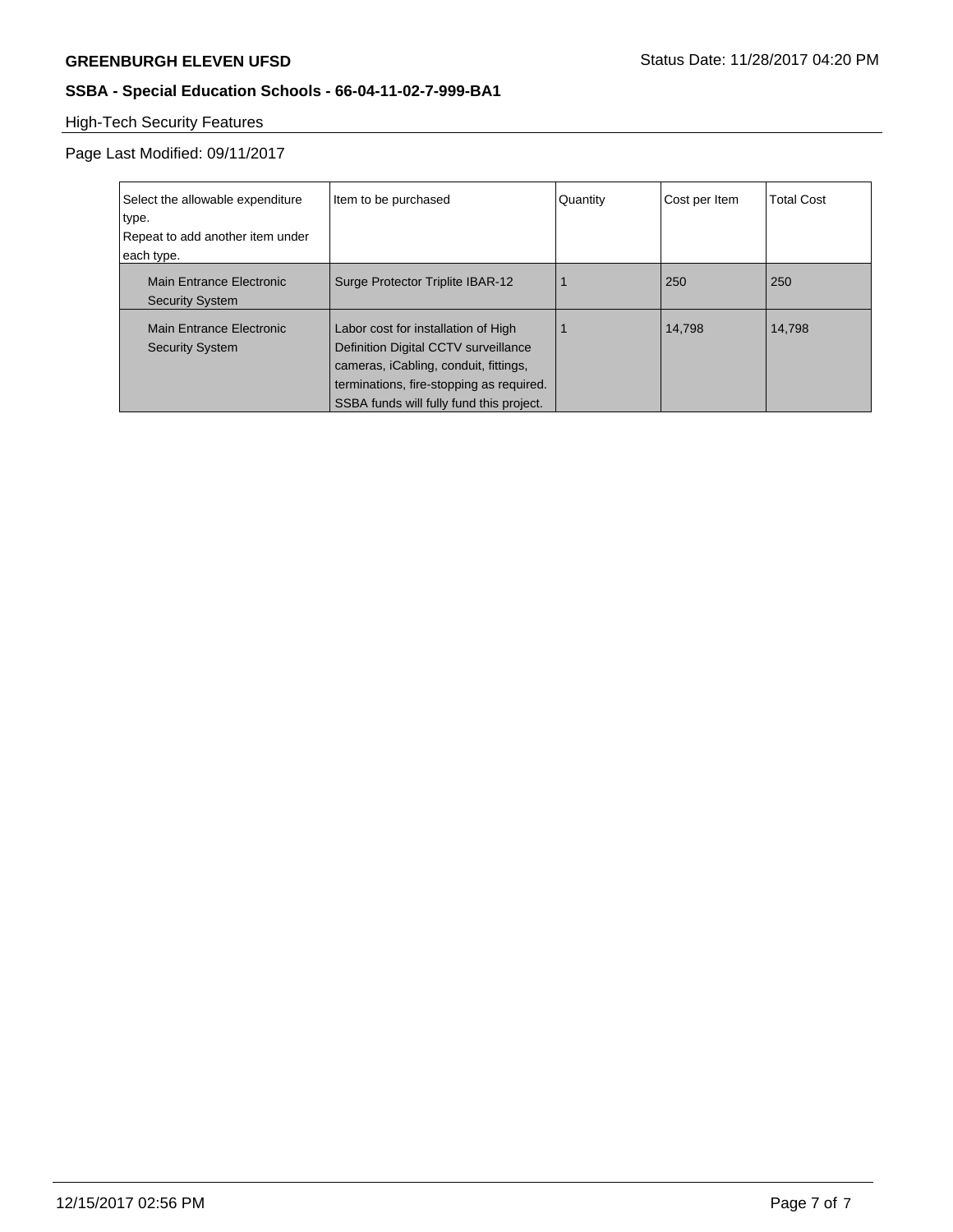**GREENBURGH ELEVEN UFSD** Status Date: 11/28/2017 04:20 PM

## SSBA - Special Education Schools - 66-04-11-02-7-999-BA1

High-Tech Security Features

Page Last Modified: 09/11/2017

| Select the allowable expenditure type. Repeat to add another item under each type. | Item to be purchased | Quantity | Cost per Item | Total Cost |
|---|---|---|---|---|
| Main Entrance Electronic Security System | Surge Protector Triplite IBAR-12 | 1 | 250 | 250 |
| Main Entrance Electronic Security System | Labor cost for installation of High Definition Digital CCTV surveillance cameras, iCabling, conduit, fittings, terminations, fire-stopping as required. SSBA funds will fully fund this project. | 1 | 14,798 | 14,798 |